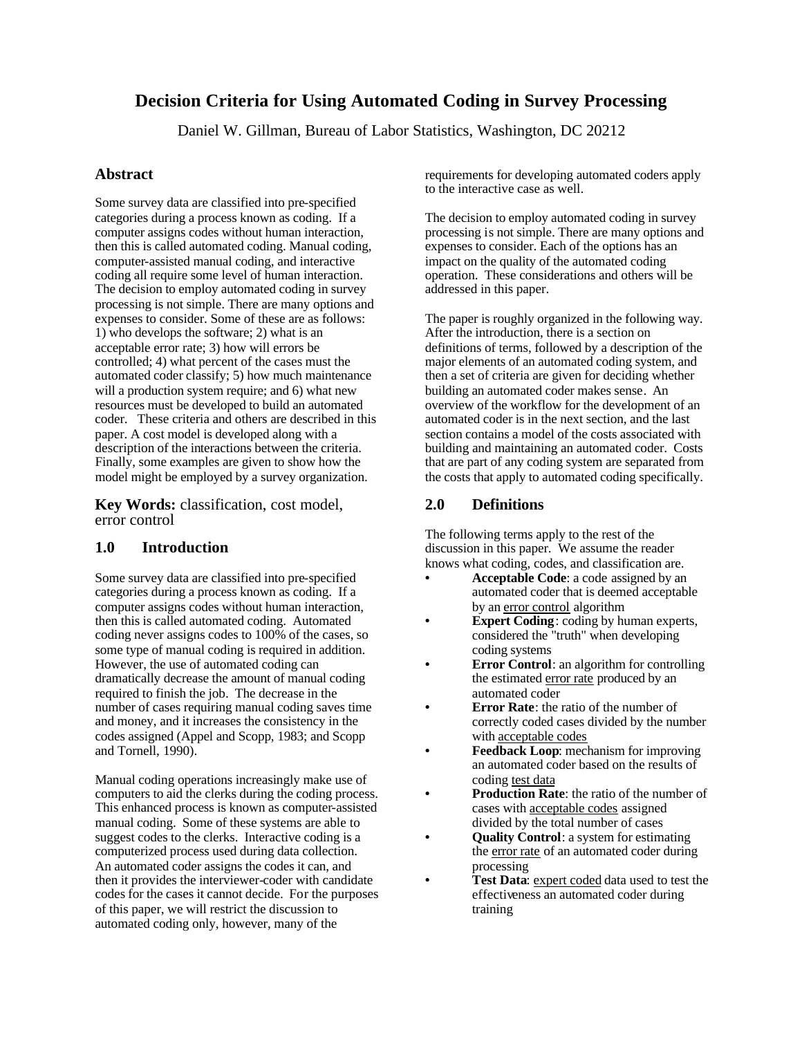# Decision Criteria for Using Automated Coding in Survey Processing

Daniel W. Gillman, Bureau of Labor Statistics, Washington, DC 20212

## Abstract

Some survey data are classified into pre-specified categories during a process known as coding. If a computer assigns codes without human interaction, then this is called automated coding. Manual coding, computer-assisted manual coding, and interactive coding all require some level of human interaction. The decision to employ automated coding in survey processing is not simple. There are many options and expenses to consider. Some of these are as follows: 1) who develops the software; 2) what is an acceptable error rate; 3) how will errors be controlled; 4) what percent of the cases must the automated coder classify; 5) how much maintenance will a production system require; and 6) what new resources must be developed to build an automated coder. These criteria and others are described in this paper. A cost model is developed along with a description of the interactions between the criteria. Finally, some examples are given to show how the model might be employed by a survey organization.

**Key Words:** classification, cost model, error control

## 1.0 Introduction

Some survey data are classified into pre-specified categories during a process known as coding. If a computer assigns codes without human interaction, then this is called automated coding. Automated coding never assigns codes to 100% of the cases, so some type of manual coding is required in addition. However, the use of automated coding can dramatically decrease the amount of manual coding required to finish the job. The decrease in the number of cases requiring manual coding saves time and money, and it increases the consistency in the codes assigned (Appel and Scopp, 1983; and Scopp and Tornell, 1990).

Manual coding operations increasingly make use of computers to aid the clerks during the coding process. This enhanced process is known as computer-assisted manual coding. Some of these systems are able to suggest codes to the clerks. Interactive coding is a computerized process used during data collection. An automated coder assigns the codes it can, and then it provides the interviewer-coder with candidate codes for the cases it cannot decide. For the purposes of this paper, we will restrict the discussion to automated coding only, however, many of the requirements for developing automated coders apply to the interactive case as well.

The decision to employ automated coding in survey processing is not simple. There are many options and expenses to consider. Each of the options has an impact on the quality of the automated coding operation. These considerations and others will be addressed in this paper.

The paper is roughly organized in the following way. After the introduction, there is a section on definitions of terms, followed by a description of the major elements of an automated coding system, and then a set of criteria are given for deciding whether building an automated coder makes sense. An overview of the workflow for the development of an automated coder is in the next section, and the last section contains a model of the costs associated with building and maintaining an automated coder. Costs that are part of any coding system are separated from the costs that apply to automated coding specifically.

## 2.0 Definitions

The following terms apply to the rest of the discussion in this paper. We assume the reader knows what coding, codes, and classification are.

- **Acceptable Code**: a code assigned by an automated coder that is deemed acceptable by an error control algorithm
- **Expert Coding**: coding by human experts, considered the "truth" when developing coding systems
- **Error Control**: an algorithm for controlling the estimated error rate produced by an automated coder
- **Error Rate**: the ratio of the number of correctly coded cases divided by the number with acceptable codes
- **Feedback Loop**: mechanism for improving an automated coder based on the results of coding test data
- **Production Rate**: the ratio of the number of cases with acceptable codes assigned divided by the total number of cases
- **Quality Control**: a system for estimating the error rate of an automated coder during processing
- **Test Data**: expert coded data used to test the effectiveness an automated coder during training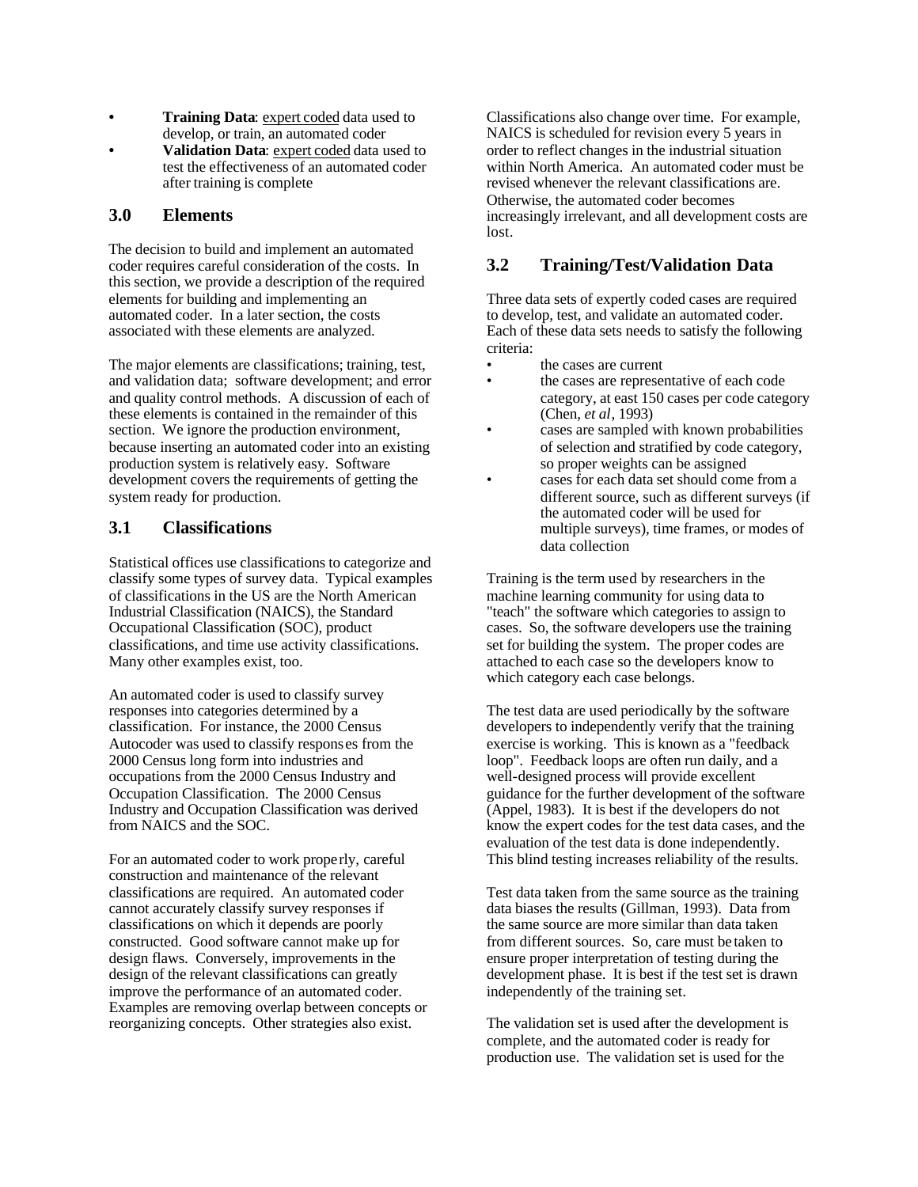- **Training Data**: expert coded data used to develop, or train, an automated coder
- **Validation Data**: expert coded data used to test the effectiveness of an automated coder after training is complete

## 3.0 Elements

The decision to build and implement an automated coder requires careful consideration of the costs. In this section, we provide a description of the required elements for building and implementing an automated coder. In a later section, the costs associated with these elements are analyzed.

The major elements are classifications; training, test, and validation data; software development; and error and quality control methods. A discussion of each of these elements is contained in the remainder of this section. We ignore the production environment, because inserting an automated coder into an existing production system is relatively easy. Software development covers the requirements of getting the system ready for production.

## 3.1 Classifications

Statistical offices use classifications to categorize and classify some types of survey data. Typical examples of classifications in the US are the North American Industrial Classification (NAICS), the Standard Occupational Classification (SOC), product classifications, and time use activity classifications. Many other examples exist, too.

An automated coder is used to classify survey responses into categories determined by a classification. For instance, the 2000 Census Autocoder was used to classify responses from the 2000 Census long form into industries and occupations from the 2000 Census Industry and Occupation Classification. The 2000 Census Industry and Occupation Classification was derived from NAICS and the SOC.

For an automated coder to work properly, careful construction and maintenance of the relevant classifications are required. An automated coder cannot accurately classify survey responses if classifications on which it depends are poorly constructed. Good software cannot make up for design flaws. Conversely, improvements in the design of the relevant classifications can greatly improve the performance of an automated coder. Examples are removing overlap between concepts or reorganizing concepts. Other strategies also exist.

Classifications also change over time. For example, NAICS is scheduled for revision every 5 years in order to reflect changes in the industrial situation within North America. An automated coder must be revised whenever the relevant classifications are. Otherwise, the automated coder becomes increasingly irrelevant, and all development costs are lost.

## 3.2 Training/Test/Validation Data

Three data sets of expertly coded cases are required to develop, test, and validate an automated coder. Each of these data sets needs to satisfy the following criteria:

- the cases are current
- the cases are representative of each code category, at east 150 cases per code category (Chen, *et al*, 1993)
- cases are sampled with known probabilities of selection and stratified by code category, so proper weights can be assigned
- cases for each data set should come from a different source, such as different surveys (if the automated coder will be used for multiple surveys), time frames, or modes of data collection

Training is the term used by researchers in the machine learning community for using data to "teach" the software which categories to assign to cases. So, the software developers use the training set for building the system. The proper codes are attached to each case so the developers know to which category each case belongs.

The test data are used periodically by the software developers to independently verify that the training exercise is working. This is known as a "feedback loop". Feedback loops are often run daily, and a well-designed process will provide excellent guidance for the further development of the software (Appel, 1983). It is best if the developers do not know the expert codes for the test data cases, and the evaluation of the test data is done independently. This blind testing increases reliability of the results.

Test data taken from the same source as the training data biases the results (Gillman, 1993). Data from the same source are more similar than data taken from different sources. So, care must be taken to ensure proper interpretation of testing during the development phase. It is best if the test set is drawn independently of the training set.

The validation set is used after the development is complete, and the automated coder is ready for production use. The validation set is used for the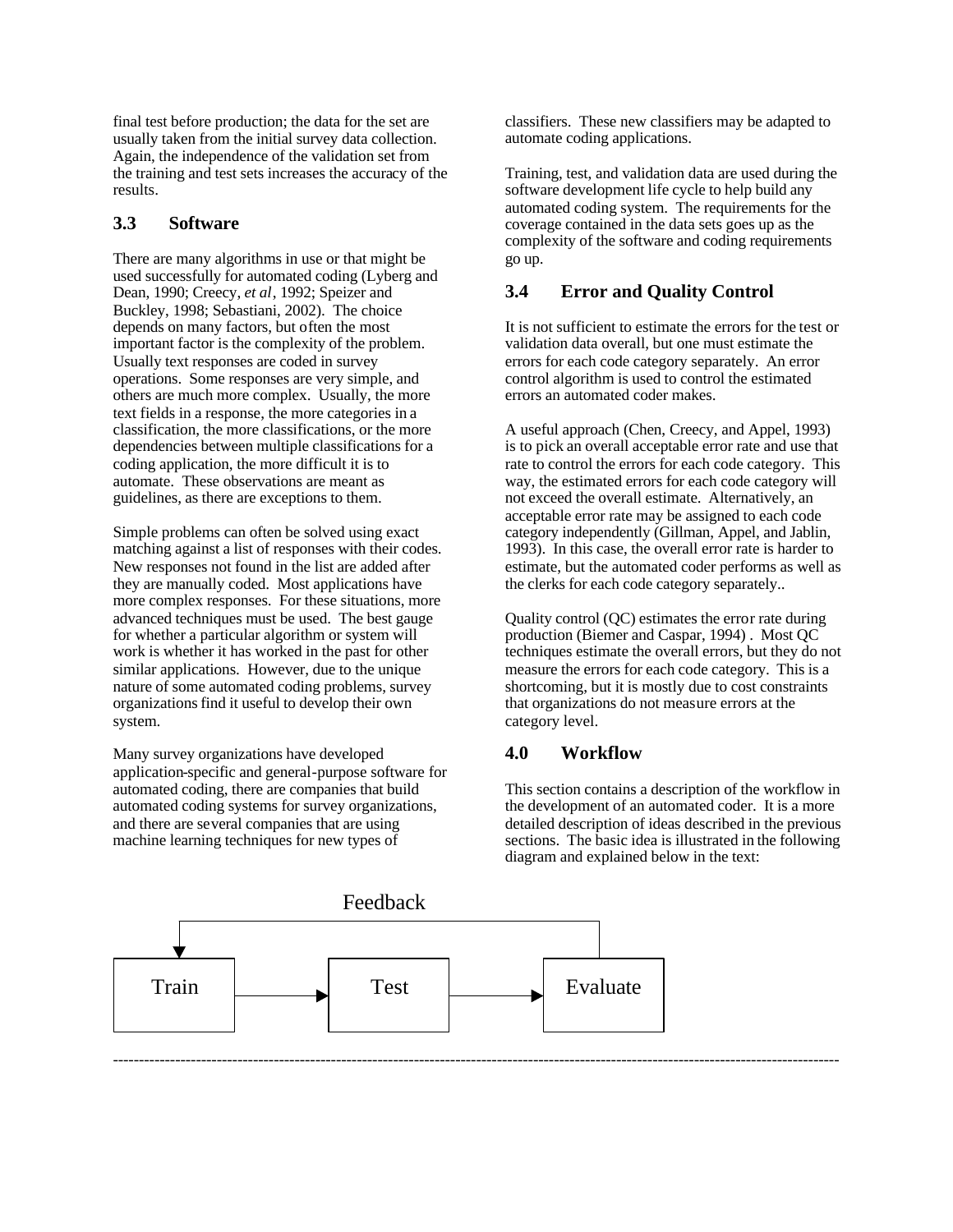final test before production; the data for the set are usually taken from the initial survey data collection. Again, the independence of the validation set from the training and test sets increases the accuracy of the results.

### 3.3 Software

There are many algorithms in use or that might be used successfully for automated coding (Lyberg and Dean, 1990; Creecy, *et al*, 1992; Speizer and Buckley, 1998; Sebastiani, 2002). The choice depends on many factors, but often the most important factor is the complexity of the problem. Usually text responses are coded in survey operations. Some responses are very simple, and others are much more complex. Usually, the more text fields in a response, the more categories in a classification, the more classifications, or the more dependencies between multiple classifications for a coding application, the more difficult it is to automate. These observations are meant as guidelines, as there are exceptions to them.

Simple problems can often be solved using exact matching against a list of responses with their codes. New responses not found in the list are added after they are manually coded. Most applications have more complex responses. For these situations, more advanced techniques must be used. The best gauge for whether a particular algorithm or system will work is whether it has worked in the past for other similar applications. However, due to the unique nature of some automated coding problems, survey organizations find it useful to develop their own system.

Many survey organizations have developed application-specific and general-purpose software for automated coding, there are companies that build automated coding systems for survey organizations, and there are several companies that are using machine learning techniques for new types of classifiers. These new classifiers may be adapted to automate coding applications.

Training, test, and validation data are used during the software development life cycle to help build any automated coding system. The requirements for the coverage contained in the data sets goes up as the complexity of the software and coding requirements go up.

### 3.4 Error and Quality Control

It is not sufficient to estimate the errors for the test or validation data overall, but one must estimate the errors for each code category separately. An error control algorithm is used to control the estimated errors an automated coder makes.

A useful approach (Chen, Creecy, and Appel, 1993) is to pick an overall acceptable error rate and use that rate to control the errors for each code category. This way, the estimated errors for each code category will not exceed the overall estimate. Alternatively, an acceptable error rate may be assigned to each code category independently (Gillman, Appel, and Jablin, 1993). In this case, the overall error rate is harder to estimate, but the automated coder performs as well as the clerks for each code category separately..

Quality control (QC) estimates the error rate during production (Biemer and Caspar, 1994) . Most QC techniques estimate the overall errors, but they do not measure the errors for each code category. This is a shortcoming, but it is mostly due to cost constraints that organizations do not measure errors at the category level.

## 4.0 Workflow

This section contains a description of the workflow in the development of an automated coder. It is a more detailed description of ideas described in the previous sections. The basic idea is illustrated in the following diagram and explained below in the text:

Feedback

Train → Test → Evaluate

---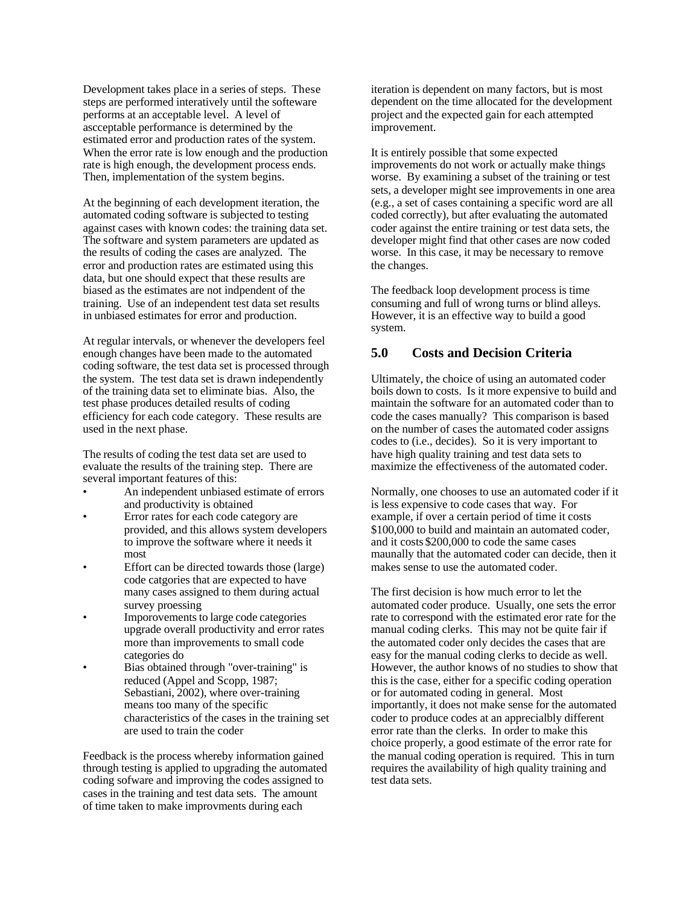Development takes place in a series of steps. These steps are performed interatively until the softeware performs at an acceptable level. A level of ascceptable performance is determined by the estimated error and production rates of the system. When the error rate is low enough and the production rate is high enough, the development process ends. Then, implementation of the system begins.

At the beginning of each development iteration, the automated coding software is subjected to testing against cases with known codes: the training data set. The software and system parameters are updated as the results of coding the cases are analyzed. The error and production rates are estimated using this data, but one should expect that these results are biased as the estimates are not indpendent of the training. Use of an independent test data set results in unbiased estimates for error and production.

At regular intervals, or whenever the developers feel enough changes have been made to the automated coding software, the test data set is processed through the system. The test data set is drawn independently of the training data set to eliminate bias. Also, the test phase produces detailed results of coding efficiency for each code category. These results are used in the next phase.

The results of coding the test data set are used to evaluate the results of the training step. There are several important features of this:

- An independent unbiased estimate of errors and productivity is obtained
- Error rates for each code category are provided, and this allows system developers to improve the software where it needs it most
- Effort can be directed towards those (large) code catgories that are expected to have many cases assigned to them during actual survey proessing
- Imporovements to large code categories upgrade overall productivity and error rates more than improvements to small code categories do
- Bias obtained through "over-training" is reduced (Appel and Scopp, 1987; Sebastiani, 2002), where over-training means too many of the specific characteristics of the cases in the training set are used to train the coder

Feedback is the process whereby information gained through testing is applied to upgrading the automated coding sofware and improving the codes assigned to cases in the training and test data sets. The amount of time taken to make improvments during each iteration is dependent on many factors, but is most dependent on the time allocated for the development project and the expected gain for each attempted improvement.

It is entirely possible that some expected improvements do not work or actually make things worse. By examining a subset of the training or test sets, a developer might see improvements in one area (e.g., a set of cases containing a specific word are all coded correctly), but after evaluating the automated coder against the entire training or test data sets, the developer might find that other cases are now coded worse. In this case, it may be necessary to remove the changes.

The feedback loop development process is time consuming and full of wrong turns or blind alleys. However, it is an effective way to build a good system.

## 5.0 Costs and Decision Criteria

Ultimately, the choice of using an automated coder boils down to costs. Is it more expensive to build and maintain the software for an automated coder than to code the cases manually? This comparison is based on the number of cases the automated coder assigns codes to (i.e., decides). So it is very important to have high quality training and test data sets to maximize the effectiveness of the automated coder.

Normally, one chooses to use an automated coder if it is less expensive to code cases that way. For example, if over a certain period of time it costs $100,000 to build and maintain an automated coder, and it costs $200,000 to code the same cases maunally that the automated coder can decide, then it makes sense to use the automated coder.

The first decision is how much error to let the automated coder produce. Usually, one sets the error rate to correspond with the estimated eror rate for the manual coding clerks. This may not be quite fair if the automated coder only decides the cases that are easy for the manual coding clerks to decide as well. However, the author knows of no studies to show that this is the case, either for a specific coding operation or for automated coding in general. Most importantly, it does not make sense for the automated coder to produce codes at an apprecialbly different error rate than the clerks. In order to make this choice properly, a good estimate of the error rate for the manual coding operation is required. This in turn requires the availability of high quality training and test data sets.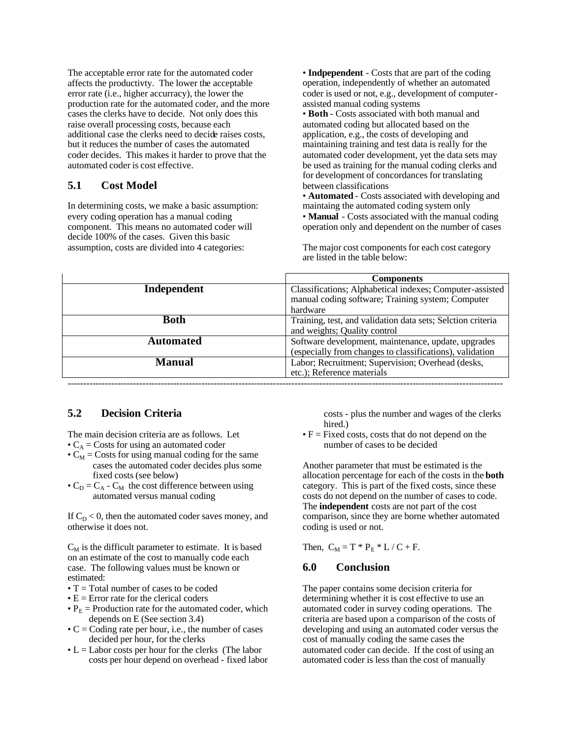The acceptable error rate for the automated coder affects the productivty. The lower the acceptable error rate (i.e., higher accurracy), the lower the production rate for the automated coder, and the more cases the clerks have to decide. Not only does this raise overall processing costs, because each additional case the clerks need to decide raises costs, but it reduces the number of cases the automated coder decides. This makes it harder to prove that the automated coder is cost effective.

## 5.1 Cost Model

In determining costs, we make a basic assumption: every coding operation has a manual coding component. This means no automated coder will decide 100% of the cases. Given this basic assumption, costs are divided into 4 categories:

- **Indpependent** - Costs that are part of the coding operation, independently of whether an automated coder is used or not, e.g., development of computer-assisted manual coding systems
- **Both** - Costs associated with both manual and automated coding but allocated based on the application, e.g., the costs of developing and maintaining training and test data is really for the automated coder development, yet the data sets may be used as training for the manual coding clerks and for development of concordances for translating between classifications
- **Automated** - Costs associated with developing and maintaing the automated coding system only
- **Manual** - Costs associated with the manual coding operation only and dependent on the number of cases

The major cost components for each cost category are listed in the table below:

| | Components |
|---|---|
| **Independent** | Classifications; Alphabetical indexes; Computer-assisted manual coding software; Training system; Computer hardware |
| **Both** | Training, test, and validation data sets; Selction criteria and weights; Quality control |
| **Automated** | Software development, maintenance, update, upgrades (especially from changes to classifications), validation |
| **Manual** | Labor; Recruitment; Supervision; Overhead (desks, etc.); Reference materials |

## 5.2 Decision Criteria

The main decision criteria are as follows. Let

- $C_A$ = Costs for using an automated coder
- $C_M$ = Costs for using manual coding for the same cases the automated coder decides plus some fixed costs (see below)
- $C_D = C_A - C_M$ the cost difference between using automated versus manual coding

If $C_D < 0$, then the automated coder saves money, and otherwise it does not.

$C_M$ is the difficult parameter to estimate. It is based on an estimate of the cost to manually code each case. The following values must be known or estimated:

- T = Total number of cases to be coded
- E = Error rate for the clerical coders
- $P_E$ = Production rate for the automated coder, which depends on E (See section 3.4)
- C = Coding rate per hour, i.e., the number of cases decided per hour, for the clerks
- L = Labor costs per hour for the clerks (The labor costs per hour depend on overhead - fixed labor costs - plus the number and wages of the clerks hired.)
- F = Fixed costs, costs that do not depend on the number of cases to be decided

Another parameter that must be estimated is the allocation percentage for each of the costs in the **both** category. This is part of the fixed costs, since these costs do not depend on the number of cases to code. The **independent** costs are not part of the cost comparison, since they are borne whether automated coding is used or not.

Then, $C_M = T * P_E * L / C + F$.

## 6.0 Conclusion

The paper contains some decision criteria for determining whether it is cost effective to use an automated coder in survey coding operations. The criteria are based upon a comparison of the costs of developing and using an automated coder versus the cost of manually coding the same cases the automated coder can decide. If the cost of using an automated coder is less than the cost of manually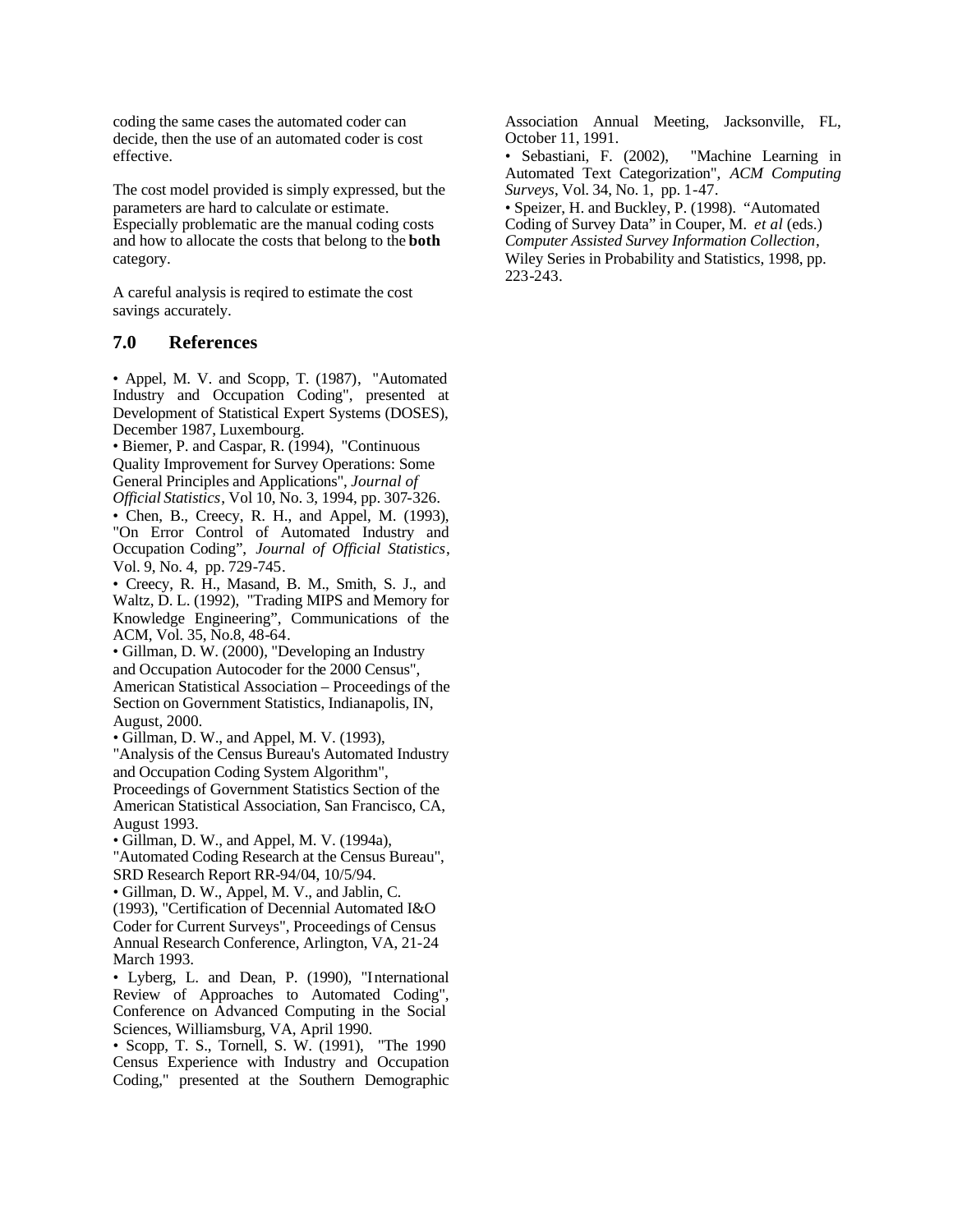coding the same cases the automated coder can decide, then the use of an automated coder is cost effective.

The cost model provided is simply expressed, but the parameters are hard to calculate or estimate. Especially problematic are the manual coding costs and how to allocate the costs that belong to the **both** category.

A careful analysis is reqired to estimate the cost savings accurately.

## 7.0 References

- Appel, M. V. and Scopp, T. (1987), "Automated Industry and Occupation Coding", presented at Development of Statistical Expert Systems (DOSES), December 1987, Luxembourg.
- Biemer, P. and Caspar, R. (1994), "Continuous Quality Improvement for Survey Operations: Some General Principles and Applications", *Journal of Official Statistics*, Vol 10, No. 3, 1994, pp. 307-326.
- Chen, B., Creecy, R. H., and Appel, M. (1993), "On Error Control of Automated Industry and Occupation Coding", *Journal of Official Statistics*, Vol. 9, No. 4, pp. 729-745.
- Creecy, R. H., Masand, B. M., Smith, S. J., and Waltz, D. L. (1992), "Trading MIPS and Memory for Knowledge Engineering", Communications of the ACM, Vol. 35, No.8, 48-64.
- Gillman, D. W. (2000), "Developing an Industry and Occupation Autocoder for the 2000 Census", American Statistical Association – Proceedings of the Section on Government Statistics, Indianapolis, IN, August, 2000.
- Gillman, D. W., and Appel, M. V. (1993), "Analysis of the Census Bureau's Automated Industry and Occupation Coding System Algorithm", Proceedings of Government Statistics Section of the American Statistical Association, San Francisco, CA, August 1993.
- Gillman, D. W., and Appel, M. V. (1994a), "Automated Coding Research at the Census Bureau", SRD Research Report RR-94/04, 10/5/94.
- Gillman, D. W., Appel, M. V., and Jablin, C. (1993), "Certification of Decennial Automated I&O Coder for Current Surveys", Proceedings of Census Annual Research Conference, Arlington, VA, 21-24 March 1993.
- Lyberg, L. and Dean, P. (1990), "International Review of Approaches to Automated Coding", Conference on Advanced Computing in the Social Sciences, Williamsburg, VA, April 1990.
- Scopp, T. S., Tornell, S. W. (1991), "The 1990 Census Experience with Industry and Occupation Coding," presented at the Southern Demographic Association Annual Meeting, Jacksonville, FL, October 11, 1991.
- Sebastiani, F. (2002), "Machine Learning in Automated Text Categorization", *ACM Computing Surveys*, Vol. 34, No. 1, pp. 1-47.
- Speizer, H. and Buckley, P. (1998). "Automated Coding of Survey Data" in Couper, M. *et al* (eds.) *Computer Assisted Survey Information Collection*, Wiley Series in Probability and Statistics, 1998, pp. 223-243.